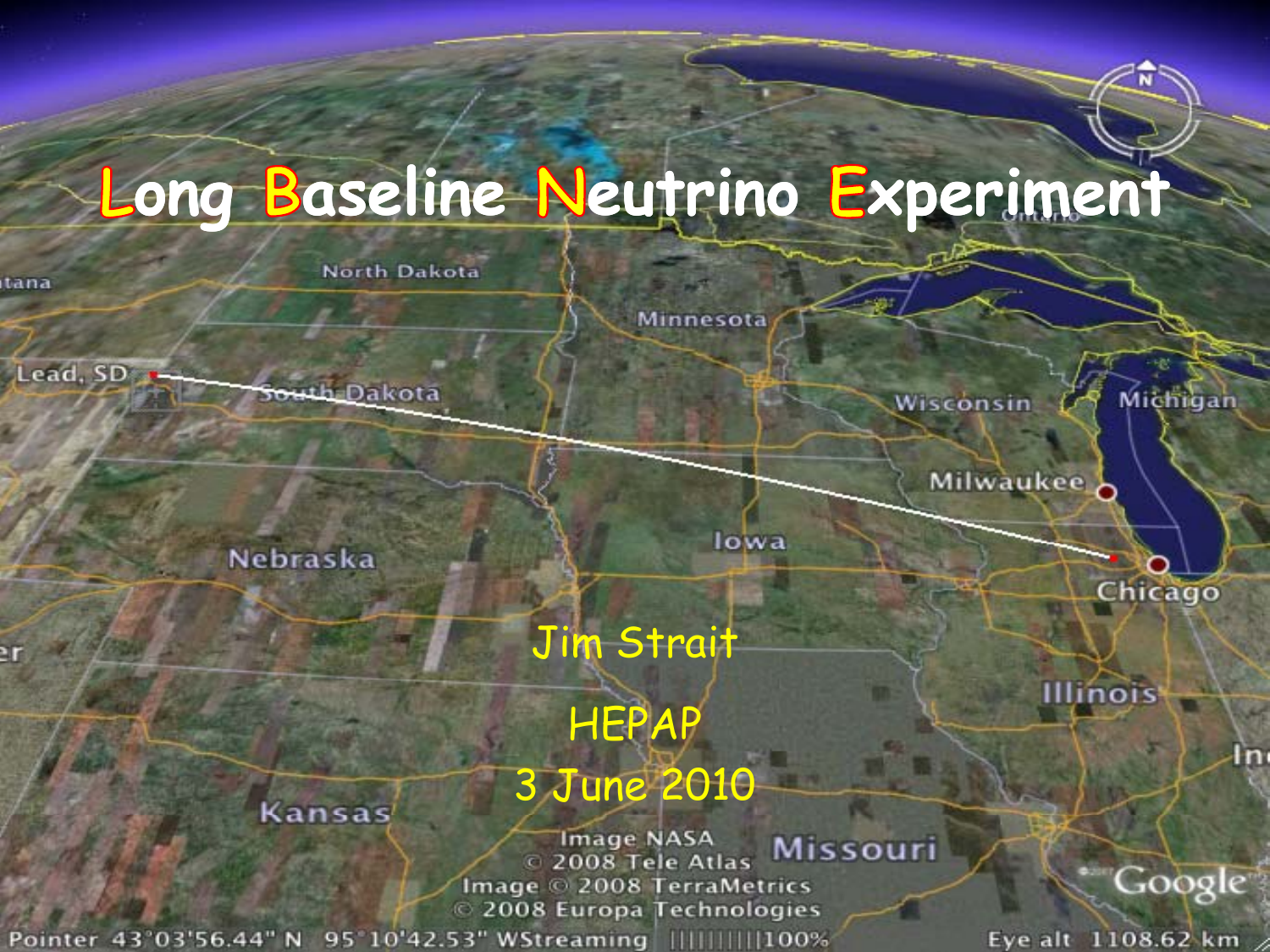# Long Baseline Neutrino Experiment

Jim Strait

HEPAP

3 June 2010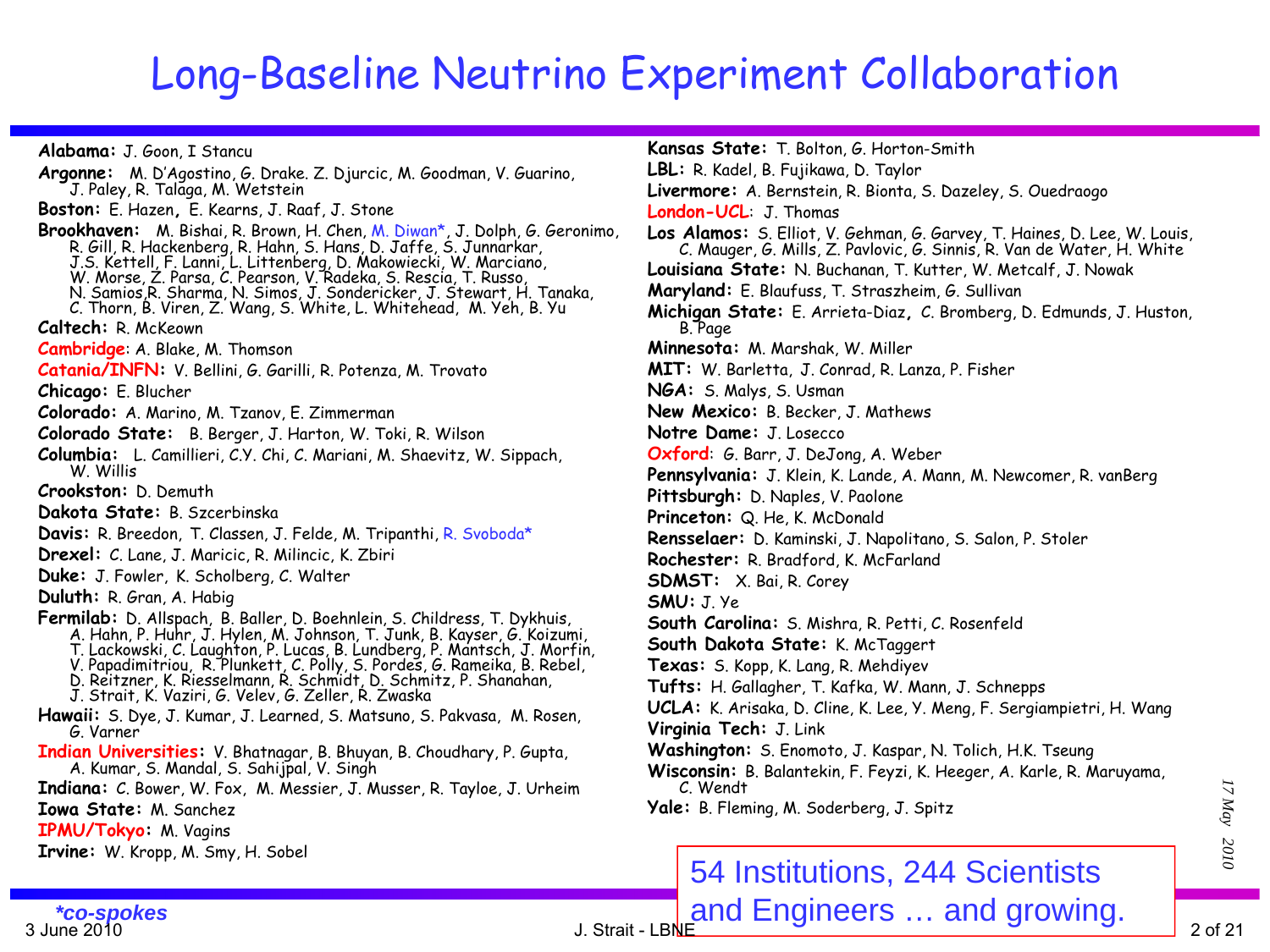# Long-Baseline Neutrino Experiment Collaboration

**Alabama:** J. Goon, I Stancu

**Argonne:** M. D'Agostino, G. Drake. Z. Djurcic, M. Goodman, V. Guarino, J. Paley, R. Talaga, M. Wetstein

**Boston:** E. Hazen**,** E. Kearns, J. Raaf, J. Stone

**Brookhaven:** M. Bishai, R. Brown, H. Chen, M. Diwan*, J. Dolph, G. Geronimo, R. Gill, R. Hackenberg, R. Hahn, S. Hans, D. Jaffe, S. Junnarkar, J.S. Kettell, F. Lanni, L. Littenberg, D. Makowiecki, W. Marciano, W. Morse, Z. Parsa, C. Pearson, V. Radeka, S. Rescia, T. Russo, N. Samios,R. Sharma, N. Simos, J. Sondericker, J. Stewart, H. Tanaka, C. Thorn, B. Viren, Z. Wang, S. White, L. Whitehead, M. Yeh, B. Yu

**Caltech:** R. McKeown

**Cambridge**: A. Blake, M. Thomson

**Catania/INFN:** V. Bellini, G. Garilli, R. Potenza, M. Trovato

**Chicago:** E. Blucher

**Colorado:** A. Marino, M. Tzanov, E. Zimmerman

**Colorado State:** B. Berger, J. Harton, W. Toki, R. Wilson

**Columbia:** L. Camillieri, C.Y. Chi, C. Mariani, M. Shaevitz, W. Sippach, W. Willis

**Crookston:** D. Demuth

**Dakota State:** B. Szcerbinska

**Davis:** R. Breedon, T. Classen, J. Felde, M. Tripanthi, R. Svoboda*

**Drexel:** C. Lane, J. Maricic, R. Milincic, K. Zbiri

**Duke:** J. Fowler, K. Scholberg, C. Walter

**Duluth:** R. Gran, A. Habig

**Fermilab:** D. Allspach, B. Baller, D. Boehnlein, S. Childress, T. Dykhuis, A. Hahn, P. Huhr, J. Hylen, M. Johnson, T. Junk, B. Kayser, G. Koizumi, T. Lackowski, C. Laughton, P. Lucas, B. Lundberg, P. Mantsch, J. Morfin, V. Papadimitriou, R. Plunkett, C. Polly, S. Pordes, G. Rameika, B. Rebel, D. Reitzner, K. Riesselmann, R. Schmidt, D. Schmitz, P. Shanahan, J. Strait, K. Vaziri, G. Velev, G. Zeller, R. Zwaska

**Hawaii:** S. Dye, J. Kumar, J. Learned, S. Matsuno, S. Pakvasa, M. Rosen, G. Varner

**Indian Universities:** V. Bhatnagar, B. Bhuyan, B. Choudhary, P. Gupta, A. Kumar, S. Mandal, S. Sahijpal, V. Singh

**Indiana:** C. Bower, W. Fox, M. Messier, J. Musser, R. Tayloe, J. Urheim

**Iowa State:** M. Sanchez

**IPMU/Tokyo:** M. Vagins

**Irvine:** W. Kropp, M. Smy, H. Sobel

**Kansas State:** T. Bolton, G. Horton-Smith

**LBL:** R. Kadel, B. Fujikawa, D. Taylor

**Livermore:** A. Bernstein, R. Bionta, S. Dazeley, S. Ouedraogo

**London-UCL**: J. Thomas

**Los Alamos:** S. Elliot, V. Gehman, G. Garvey, T. Haines, D. Lee, W. Louis, C. Mauger, G. Mills, Z. Pavlovic, G. Sinnis, R. Van de Water, H. White

**Louisiana State:** N. Buchanan, T. Kutter, W. Metcalf, J. Nowak

**Maryland:** E. Blaufuss, T. Straszheim, G. Sullivan

**Michigan State:** E. Arrieta-Diaz**,** C. Bromberg, D. Edmunds, J. Huston, B. Page

**Minnesota:** M. Marshak, W. Miller

**MIT:** W. Barletta, J. Conrad, R. Lanza, P. Fisher

**NGA:** S. Malys, S. Usman

**New Mexico:** B. Becker, J. Mathews

**Notre Dame:** J. Losecco

**Oxford**: G. Barr, J. DeJong, A. Weber

**Pennsylvania:** J. Klein, K. Lande, A. Mann, M. Newcomer, R. vanBerg

**Pittsburgh:** D. Naples, V. Paolone

**Princeton:** Q. He, K. McDonald

**Rensselaer:** D. Kaminski, J. Napolitano, S. Salon, P. Stoler

**Rochester:** R. Bradford, K. McFarland

**SDMST:** X. Bai, R. Corey

**SMU:** J. Ye

**South Carolina:** S. Mishra, R. Petti, C. Rosenfeld

**South Dakota State:** K. McTaggert

**Texas:** S. Kopp, K. Lang, R. Mehdiyev

**Tufts:** H. Gallagher, T. Kafka, W. Mann, J. Schnepps

**UCLA:** K. Arisaka, D. Cline, K. Lee, Y. Meng, F. Sergiampietri, H. Wang

**Virginia Tech:** J. Link

**Washington:** S. Enomoto, J. Kaspar, N. Tolich, H.K. Tseung

**Wisconsin:** B. Balantekin, F. Feyzi, K. Heeger, A. Karle, R. Maruyama, C. Wendt

**Yale:** B. Fleming, M. Soderberg, J. Spitz

54 Institutions, 244 Scientists and Engineers … and growing.

17 May 2010

*\*co-spokes*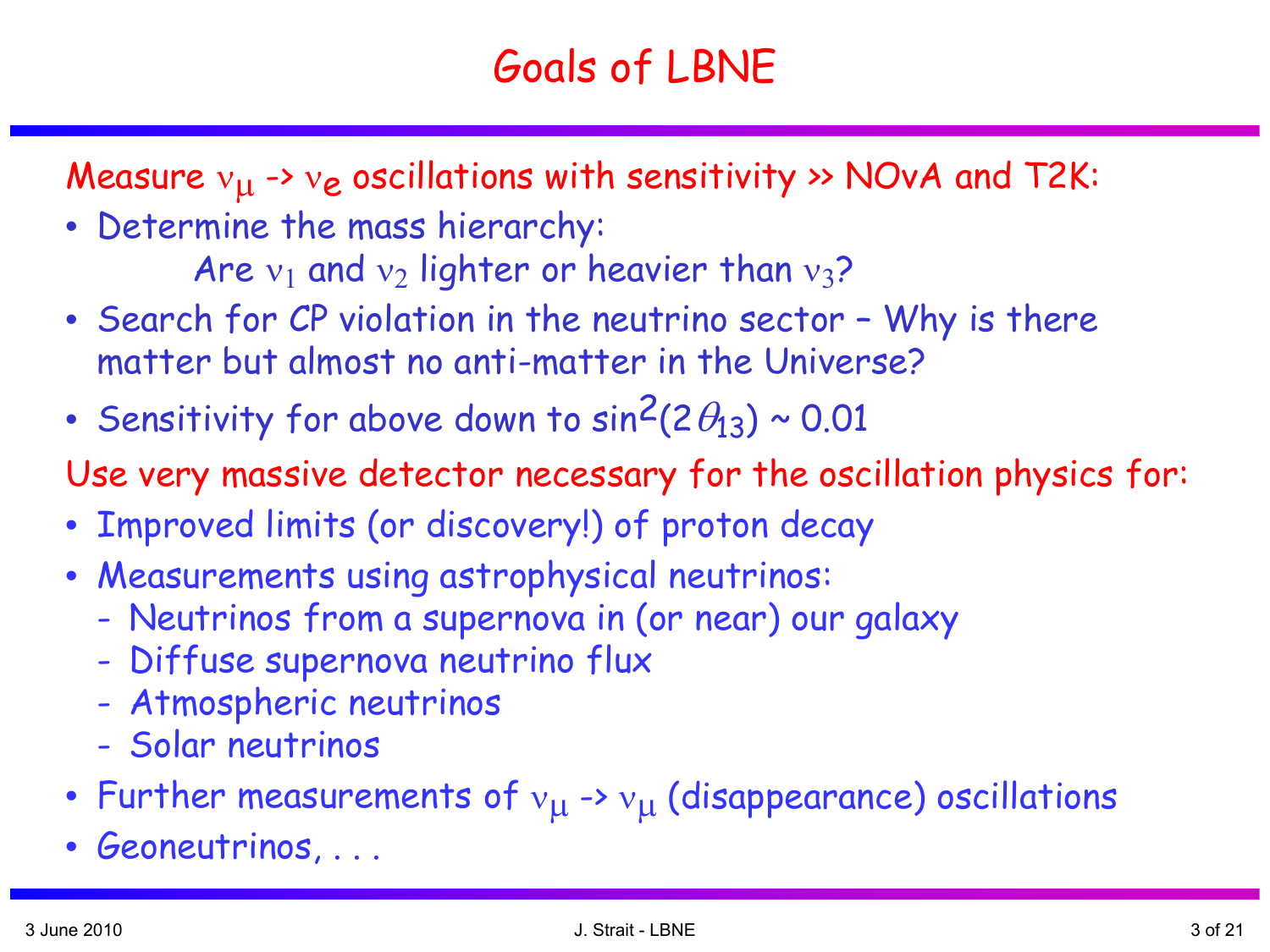# Goals of LBNE

Measure $\nu_\mu \rightarrow \nu_e$ oscillations with sensitivity » NOvA and T2K:

- Determine the mass hierarchy:
  Are $\nu_1$ and $\nu_2$ lighter or heavier than $\nu_3$?
- Search for CP violation in the neutrino sector – Why is there matter but almost no anti-matter in the Universe?
- Sensitivity for above down to $\sin^2(2\theta_{13}) \sim 0.01$

Use very massive detector necessary for the oscillation physics for:

- Improved limits (or discovery!) of proton decay
- Measurements using astrophysical neutrinos:
  - Neutrinos from a supernova in (or near) our galaxy
  - Diffuse supernova neutrino flux
  - Atmospheric neutrinos
  - Solar neutrinos
- Further measurements of $\nu_\mu \rightarrow \nu_\mu$ (disappearance) oscillations
- Geoneutrinos, . . .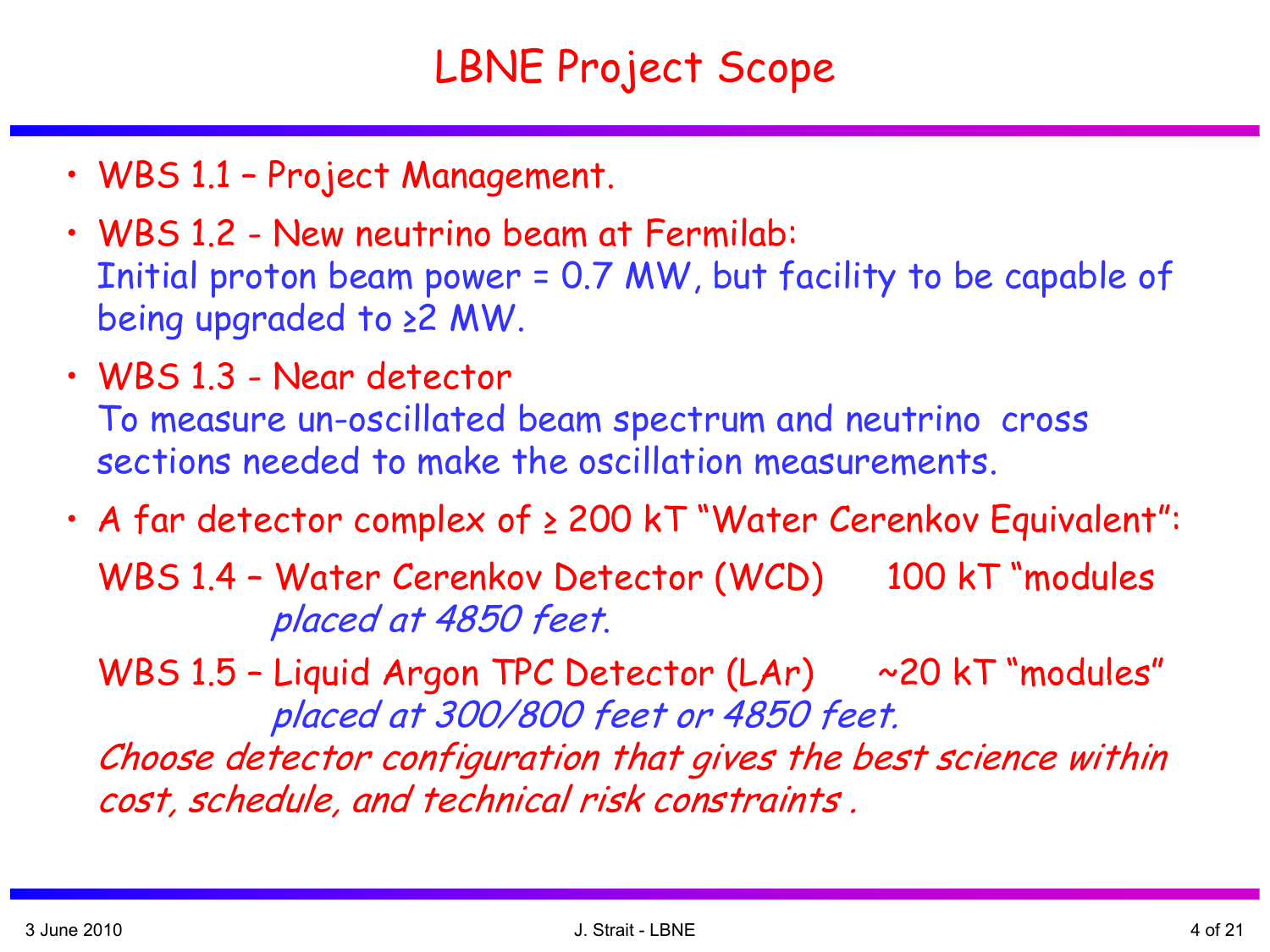# LBNE Project Scope

- WBS 1.1 – Project Management.
- WBS 1.2 - New neutrino beam at Fermilab:
  Initial proton beam power = 0.7 MW, but facility to be capable of being upgraded to ≥2 MW.
- WBS 1.3 - Near detector
  To measure un-oscillated beam spectrum and neutrino cross sections needed to make the oscillation measurements.
- A far detector complex of ≥ 200 kT "Water Cerenkov Equivalent":

  WBS 1.4 – Water Cerenkov Detector (WCD)     100 kT "modules
  *placed at 4850 feet.*

  WBS 1.5 – Liquid Argon TPC Detector (LAr)     ~20 kT "modules"
  *placed at 300/800 feet or 4850 feet.*

  *Choose detector configuration that gives the best science within cost, schedule, and technical risk constraints .*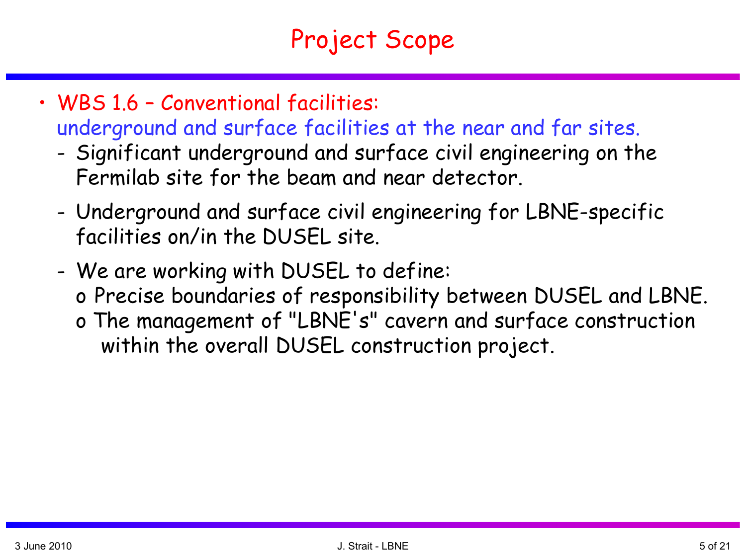# Project Scope

- WBS 1.6 – Conventional facilities:
  underground and surface facilities at the near and far sites.
  - Significant underground and surface civil engineering on the Fermilab site for the beam and near detector.
  - Underground and surface civil engineering for LBNE-specific facilities on/in the DUSEL site.
  - We are working with DUSEL to define:
    - Precise boundaries of responsibility between DUSEL and LBNE.
    - The management of "LBNE's" cavern and surface construction within the overall DUSEL construction project.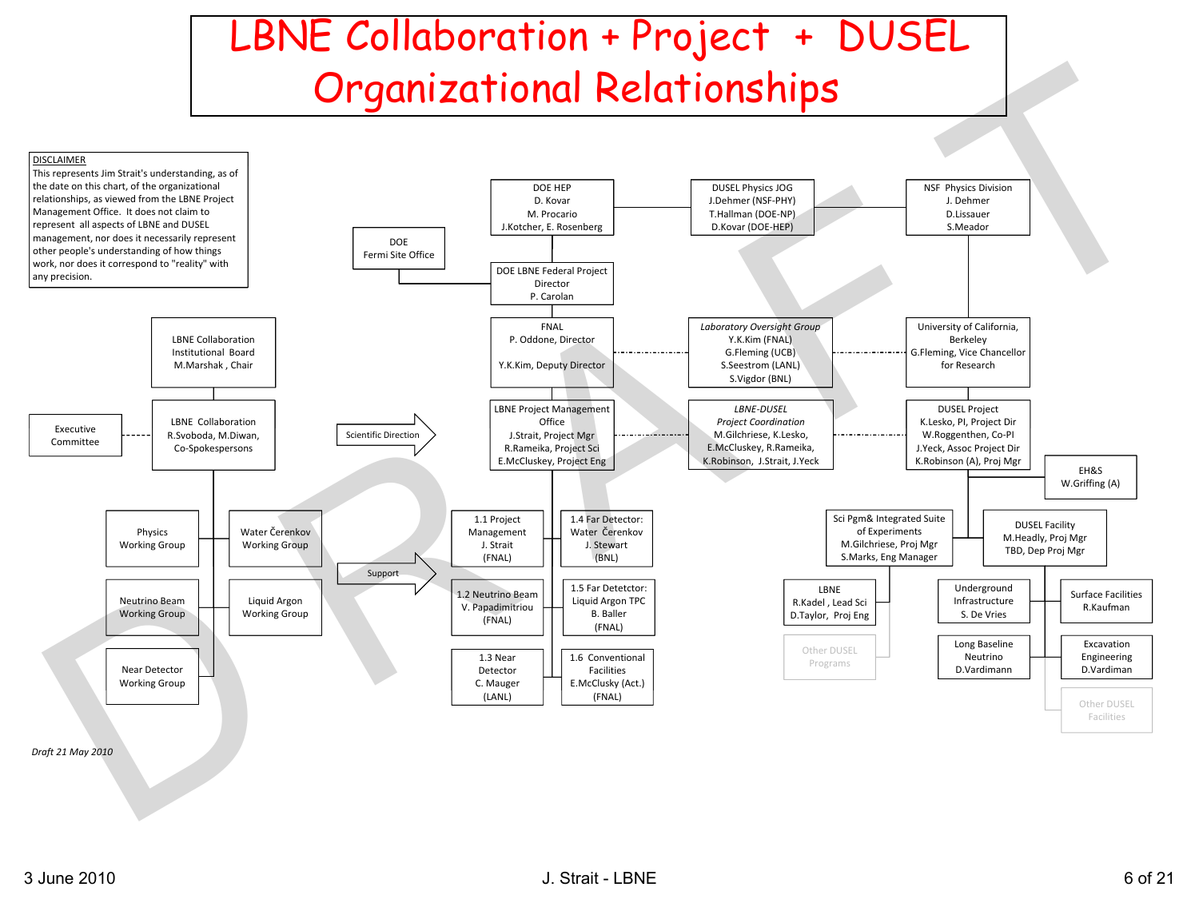# LBNE Collaboration + Project + DUSEL Organizational Relationships

DISCLAIMER
This represents Jim Strait's understanding, as of the date on this chart, of the organizational relationships, as viewed from the LBNE Project Management Office. It does not claim to represent all aspects of LBNE and DUSEL management, nor does it necessarily represent other people's understanding of how things work, nor does it correspond to "reality" with any precision.

DOE HEP
D. Kovar
M. Procario
J.Kotcher, E. Rosenberg

DUSEL Physics JOG
J.Dehmer (NSF-PHY)
T.Hallman (DOE-NP)
D.Kovar (DOE-HEP)

NSF Physics Division
J. Dehmer
D.Lissauer
S.Meador

DOE
Fermi Site Office

DOE LBNE Federal Project Director
P. Carolan

LBNE Collaboration Institutional Board
M.Marshak, Chair

FNAL
P. Oddone, Director
Y.K.Kim, Deputy Director

*Laboratory Oversight Group*
Y.K.Kim (FNAL)
G.Fleming (UCB)
S.Seestrom (LANL)
S.Vigdor (BNL)

University of California, Berkeley
G.Fleming, Vice Chancellor for Research

Executive Committee

LBNE Collaboration
R.Svoboda, M.Diwan, Co-Spokespersons

Scientific Direction

LBNE Project Management Office
J.Strait, Project Mgr
R.Rameika, Project Sci
E.McCluskey, Project Eng

*LBNE-DUSEL*
*Project Coordination*
M.Gilchriese, K.Lesko, E.McCluskey, R.Rameika, K.Robinson, J.Strait, J.Yeck

DUSEL Project
K.Lesko, PI, Project Dir
W.Roggenthen, Co-PI
J.Yeck, Assoc Project Dir
K.Robinson (A), Proj Mgr

EH&S
W.Griffing (A)

Physics Working Group

Water Čerenkov Working Group

Neutrino Beam Working Group

Liquid Argon Working Group

Near Detector Working Group

Support

1.1 Project Management
J. Strait
(FNAL)

1.2 Neutrino Beam
V. Papadimitriou
(FNAL)

1.3 Near Detector
C. Mauger
(LANL)

1.4 Far Detector: Water Čerenkov
J. Stewart
(BNL)

1.5 Far Detetctor: Liquid Argon TPC
B. Baller
(FNAL)

1.6 Conventional Facilities
E.McClusky (Act.)
(FNAL)

Sci Pgm& Integrated Suite of Experiments
M.Gilchriese, Proj Mgr
S.Marks, Eng Manager

DUSEL Facility
M.Headly, Proj Mgr
TBD, Dep Proj Mgr

LBNE
R.Kadel , Lead Sci
D.Taylor, Proj Eng

Other DUSEL Programs

Underground Infrastructure
S. De Vries

Surface Facilities
R.Kaufman

Long Baseline Neutrino
D.Vardimann

Excavation Engineering
D.Vardiman

Other DUSEL Facilities

*Draft 21 May 2010*

DRAFT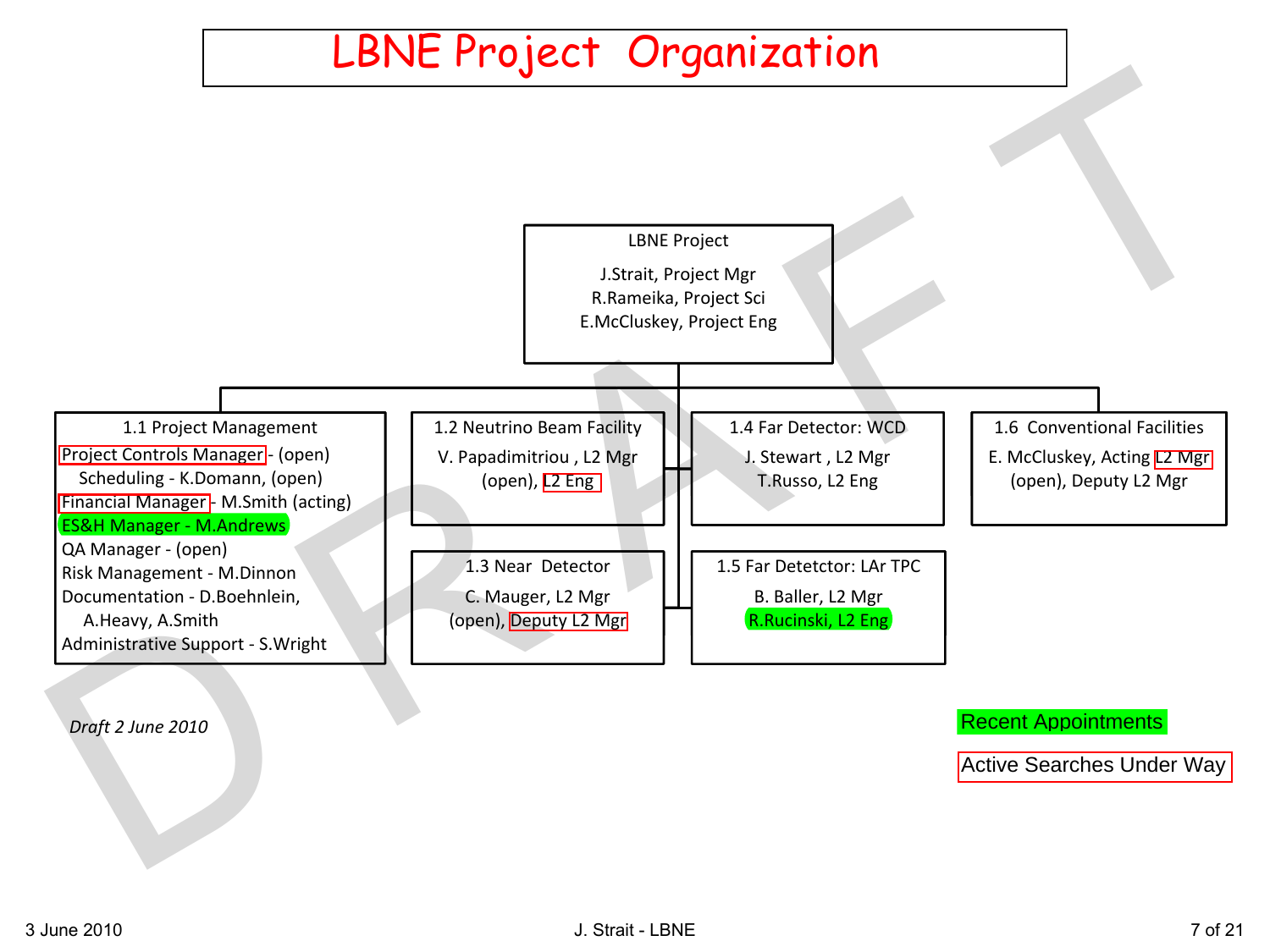# LBNE Project Organization

**LBNE Project**
J.Strait, Project Mgr
R.Rameika, Project Sci
E.McCluskey, Project Eng

**1.1 Project Management**
- Project Controls Manager - (open)
  - Scheduling - K.Domann, (open)
- Financial Manager - M.Smith (acting)
- ES&H Manager - M.Andrews
- QA Manager - (open)
- Risk Management - M.Dinnon
- Documentation - D.Boehnlein, A.Heavy, A.Smith
- Administrative Support - S.Wright

**1.2 Neutrino Beam Facility**
V. Papadimitriou , L2 Mgr
(open), L2 Eng

**1.3 Near Detector**
C. Mauger, L2 Mgr
(open), Deputy L2 Mgr

**1.4 Far Detector: WCD**
J. Stewart , L2 Mgr
T.Russo, L2 Eng

**1.5 Far Detetctor: LAr TPC**
B. Baller, L2 Mgr
R.Rucinski, L2 Eng

**1.6 Conventional Facilities**
E. McCluskey, Acting L2 Mgr
(open), Deputy L2 Mgr

*Draft 2 June 2010*

Recent Appointments

Active Searches Under Way

DRAFT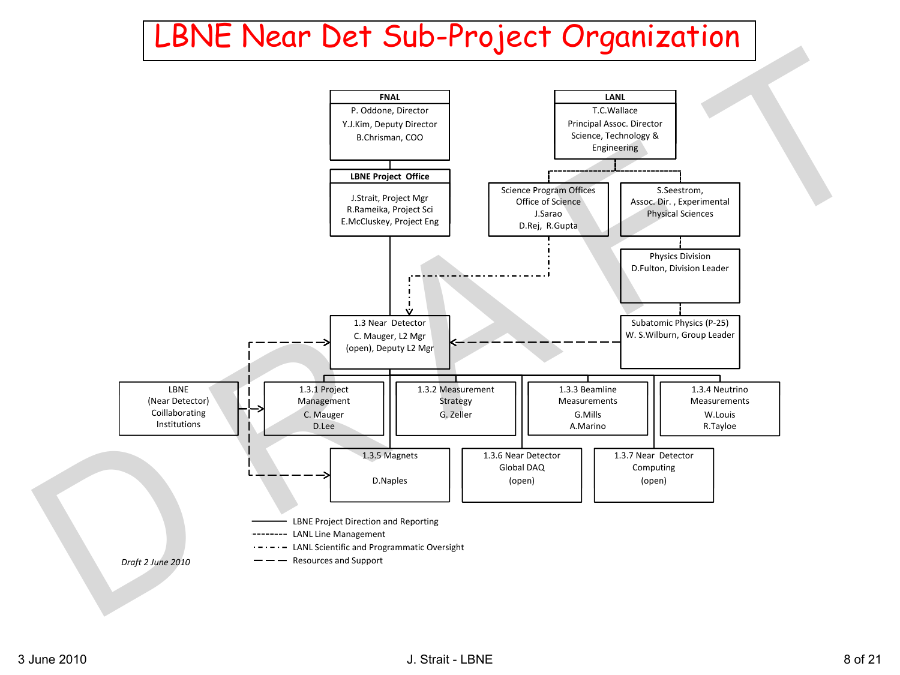# LBNE Near Det Sub-Project Organization

**FNAL**
P. Oddone, Director
Y.J.Kim, Deputy Director
B.Chrisman, COO

**LANL**
T.C.Wallace
Principal Assoc. Director
Science, Technology & Engineering

**LBNE Project Office**
J.Strait, Project Mgr
R.Rameika, Project Sci
E.McCluskey, Project Eng

Science Program Offices
Office of Science
J.Sarao
D.Rej, R.Gupta

S.Seestrom,
Assoc. Dir. , Experimental Physical Sciences

Physics Division
D.Fulton, Division Leader

Subatomic Physics (P-25)
W. S.Wilburn, Group Leader

1.3 Near Detector
C. Mauger, L2 Mgr
(open), Deputy L2 Mgr

LBNE
(Near Detector)
Coillaborating
Institutions

1.3.1 Project Management
C. Mauger
D.Lee

1.3.2 Measurement Strategy
G. Zeller

1.3.3 Beamline Measurements
G.Mills
A.Marino

1.3.4 Neutrino Measurements
W.Louis
R.Tayloe

1.3.5 Magnets
D.Naples

1.3.6 Near Detector Global DAQ
(open)

1.3.7 Near Detector Computing
(open)

LBNE Project Direction and Reporting
LANL Line Management
LANL Scientific and Programmatic Oversight
Resources and Support

*Draft 2 June 2010*

DRAFT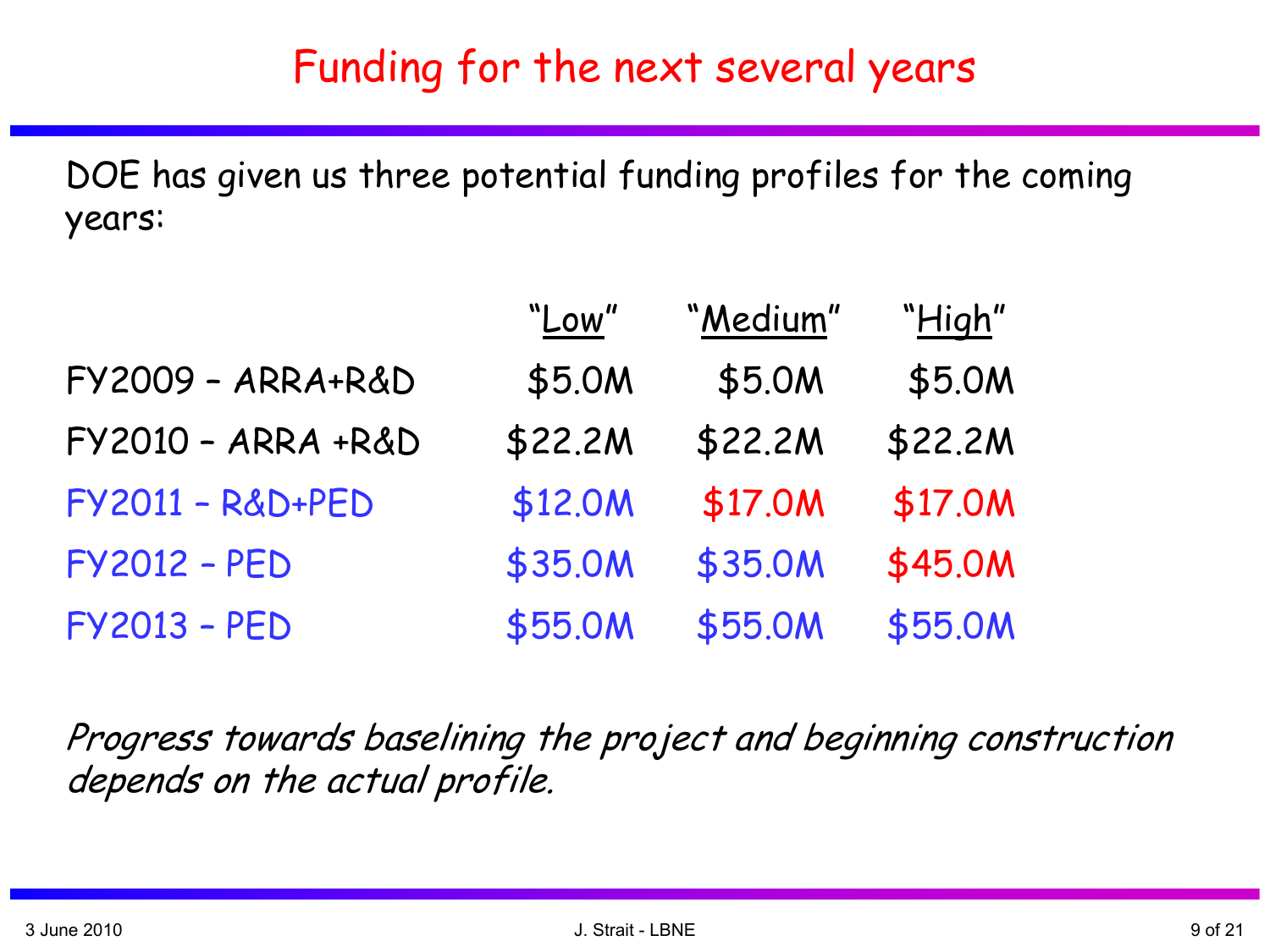# Funding for the next several years

DOE has given us three potential funding profiles for the coming years:

| | "Low" | "Medium" | "High" |
|---|---|---|---|
| FY2009 – ARRA+R&D | $5.0M | $5.0M | $5.0M |
| FY2010 – ARRA +R&D | $22.2M | $22.2M | $22.2M |
| FY2011 – R&D+PED | $12.0M | $17.0M | $17.0M |
| FY2012 – PED | $35.0M | $35.0M | $45.0M |
| FY2013 – PED | $55.0M | $55.0M | $55.0M |

*Progress towards baselining the project and beginning construction depends on the actual profile.*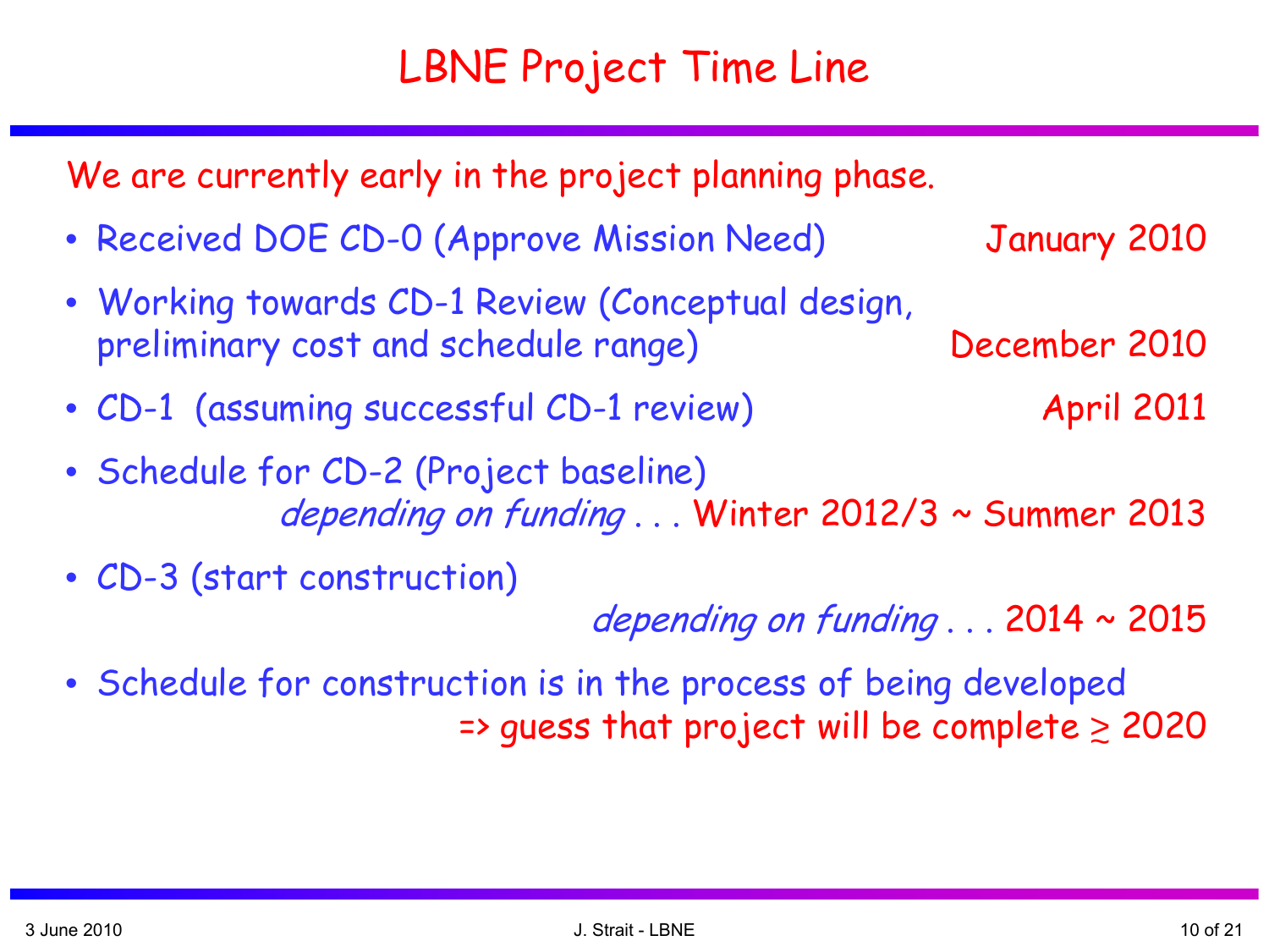# LBNE Project Time Line

We are currently early in the project planning phase.

- Received DOE CD-0 (Approve Mission Need) — January 2010
- Working towards CD-1 Review (Conceptual design, preliminary cost and schedule range) — December 2010
- CD-1 (assuming successful CD-1 review) — April 2011
- Schedule for CD-2 (Project baseline)
  *depending on funding* . . . Winter 2012/3 ~ Summer 2013
- CD-3 (start construction)
  *depending on funding* . . . 2014 ~ 2015
- Schedule for construction is in the process of being developed
  => guess that project will be complete ≳ 2020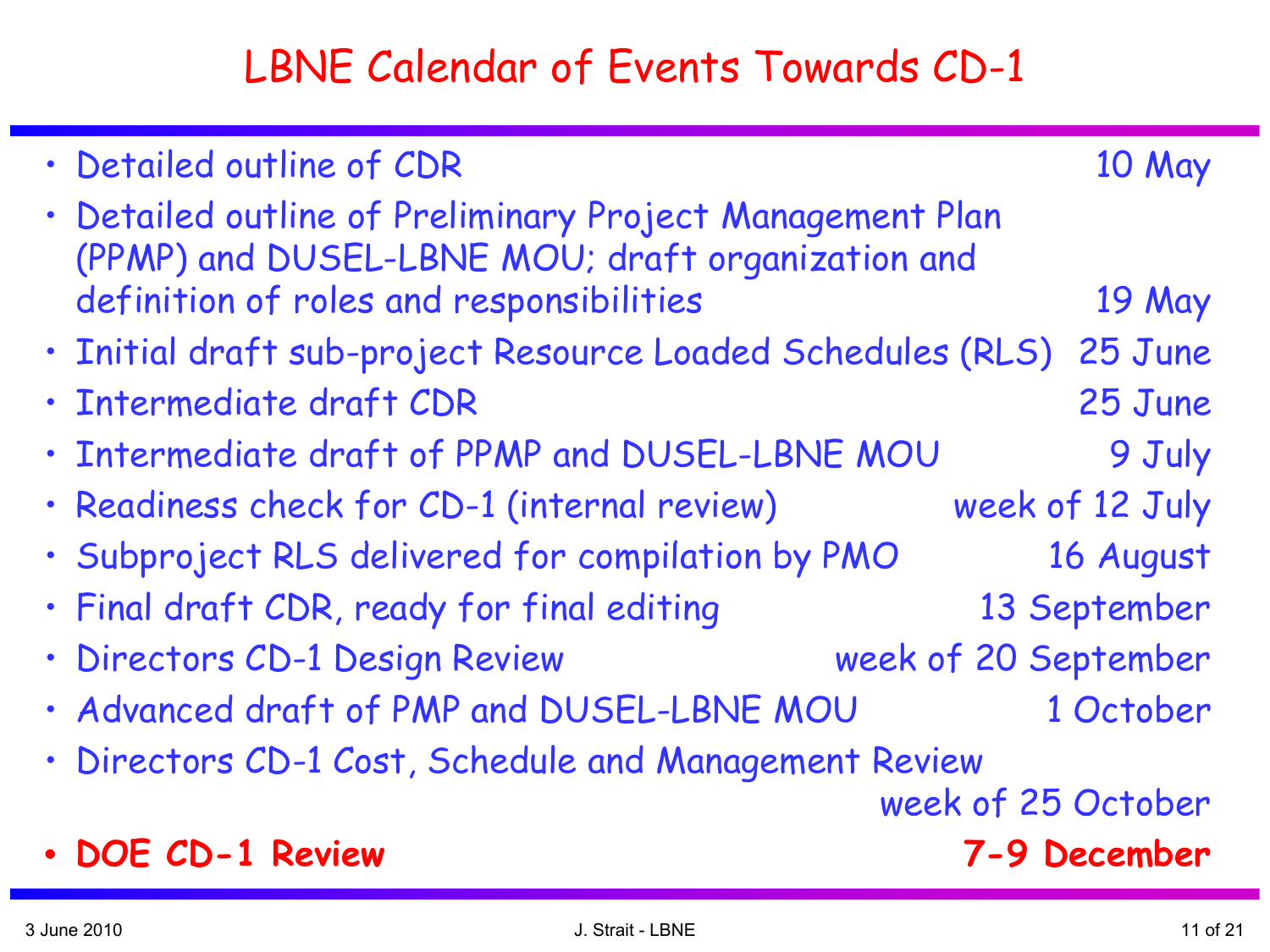# LBNE Calendar of Events Towards CD-1

- Detailed outline of CDR — 10 May
- Detailed outline of Preliminary Project Management Plan (PPMP) and DUSEL-LBNE MOU; draft organization and definition of roles and responsibilities — 19 May
- Initial draft sub-project Resource Loaded Schedules (RLS) — 25 June
- Intermediate draft CDR — 25 June
- Intermediate draft of PPMP and DUSEL-LBNE MOU — 9 July
- Readiness check for CD-1 (internal review) — week of 12 July
- Subproject RLS delivered for compilation by PMO — 16 August
- Final draft CDR, ready for final editing — 13 September
- Directors CD-1 Design Review — week of 20 September
- Advanced draft of PMP and DUSEL-LBNE MOU — 1 October
- Directors CD-1 Cost, Schedule and Management Review — week of 25 October
- **DOE CD-1 Review — 7-9 December**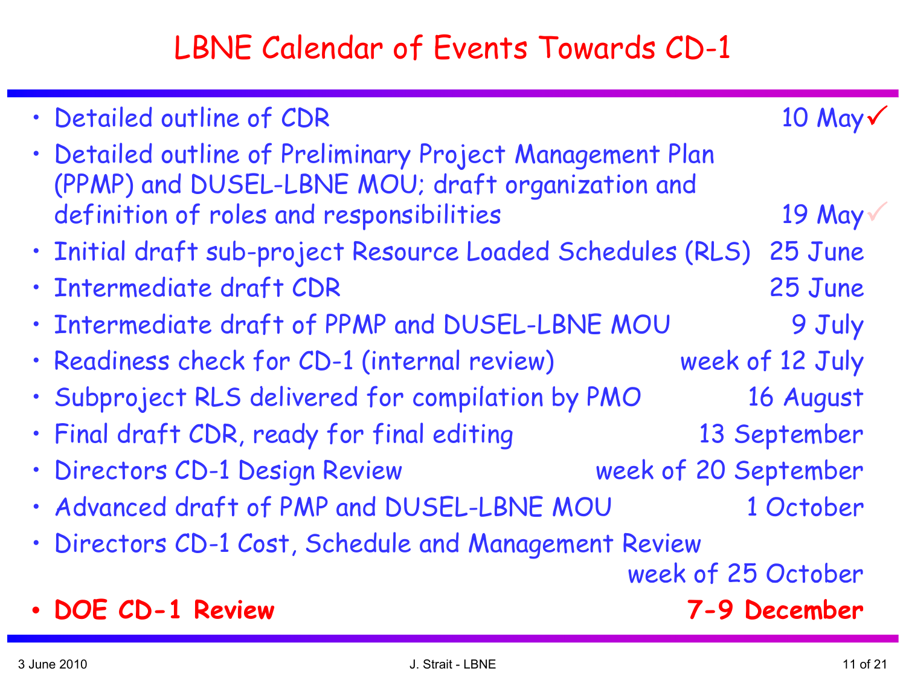# LBNE Calendar of Events Towards CD-1

- Detailed outline of CDR — 10 May ✓
- Detailed outline of Preliminary Project Management Plan (PPMP) and DUSEL-LBNE MOU; draft organization and definition of roles and responsibilities — 19 May ✓
- Initial draft sub-project Resource Loaded Schedules (RLS) — 25 June
- Intermediate draft CDR — 25 June
- Intermediate draft of PPMP and DUSEL-LBNE MOU — 9 July
- Readiness check for CD-1 (internal review) — week of 12 July
- Subproject RLS delivered for compilation by PMO — 16 August
- Final draft CDR, ready for final editing — 13 September
- Directors CD-1 Design Review — week of 20 September
- Advanced draft of PMP and DUSEL-LBNE MOU — 1 October
- Directors CD-1 Cost, Schedule and Management Review — week of 25 October
- **DOE CD-1 Review — 7-9 December**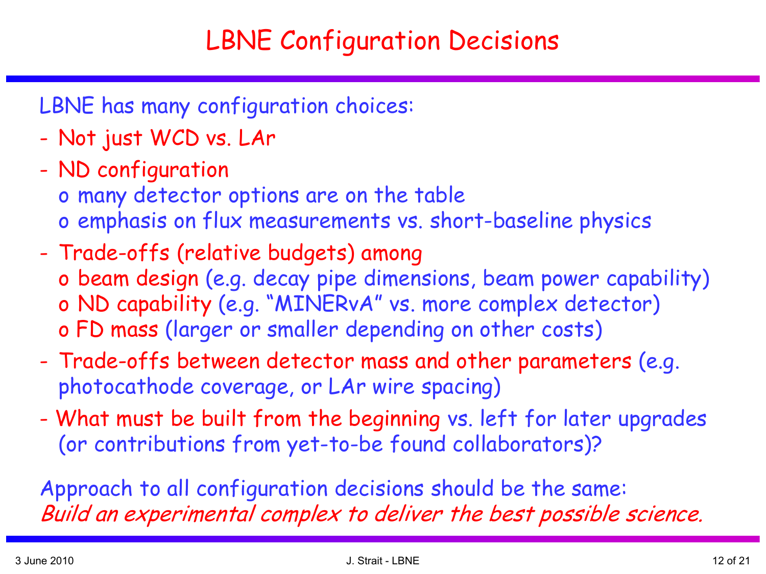# LBNE Configuration Decisions

LBNE has many configuration choices:

- Not just WCD vs. LAr
- ND configuration
  - o many detector options are on the table
  - o emphasis on flux measurements vs. short-baseline physics
- Trade-offs (relative budgets) among
  - o beam design (e.g. decay pipe dimensions, beam power capability)
  - o ND capability (e.g. "MINERvA" vs. more complex detector)
  - o FD mass (larger or smaller depending on other costs)
- Trade-offs between detector mass and other parameters (e.g. photocathode coverage, or LAr wire spacing)
- What must be built from the beginning vs. left for later upgrades (or contributions from yet-to-be found collaborators)?

Approach to all configuration decisions should be the same:
*Build an experimental complex to deliver the best possible science.*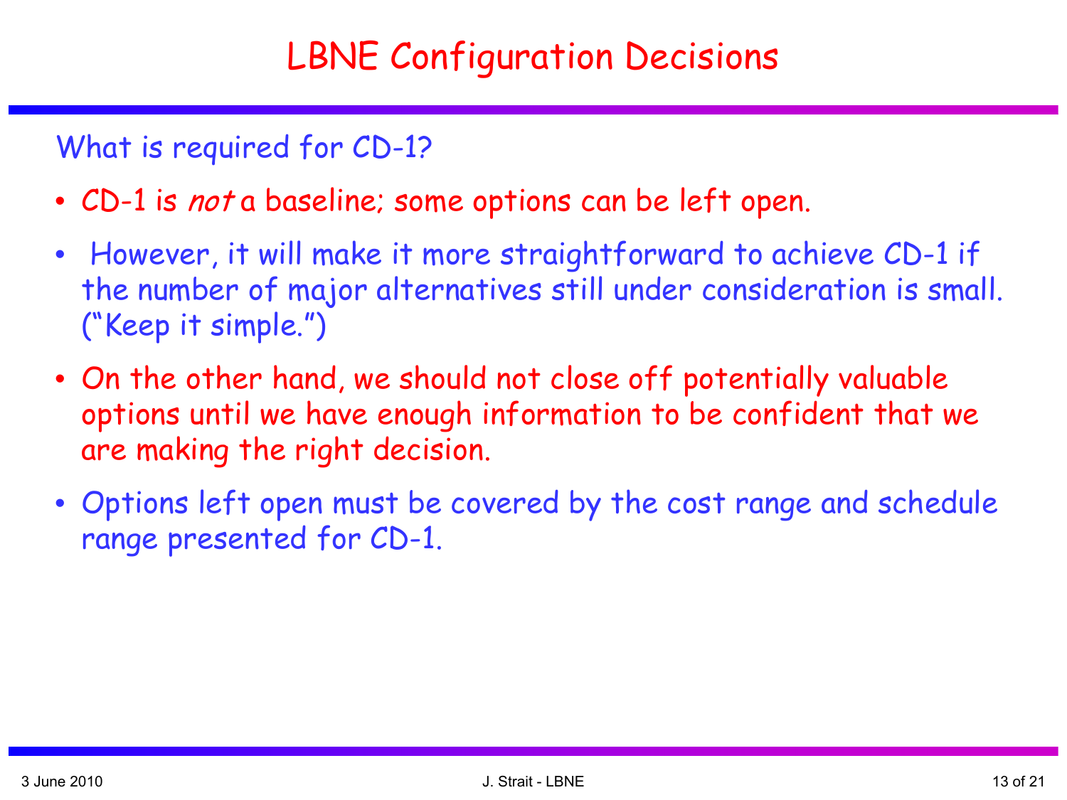# LBNE Configuration Decisions

What is required for CD-1?

- CD-1 is *not* a baseline; some options can be left open.
- However, it will make it more straightforward to achieve CD-1 if the number of major alternatives still under consideration is small. ("Keep it simple.")
- On the other hand, we should not close off potentially valuable options until we have enough information to be confident that we are making the right decision.
- Options left open must be covered by the cost range and schedule range presented for CD-1.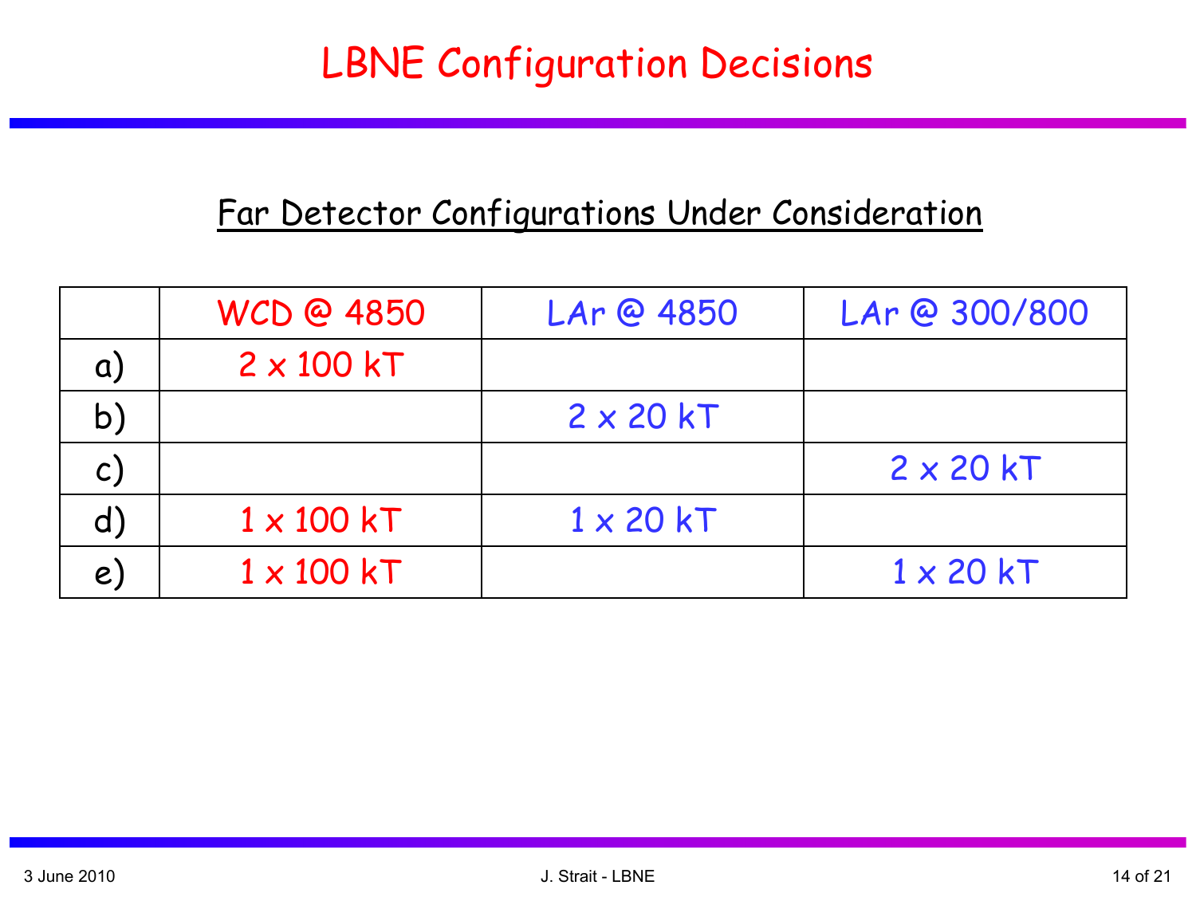# LBNE Configuration Decisions

## Far Detector Configurations Under Consideration

| | WCD @ 4850 | LAr @ 4850 | LAr @ 300/800 |
|---|---|---|---|
| a) | 2 x 100 kT | | |
| b) | | 2 x 20 kT | |
| c) | | | 2 x 20 kT |
| d) | 1 x 100 kT | 1 x 20 kT | |
| e) | 1 x 100 kT | | 1 x 20 kT |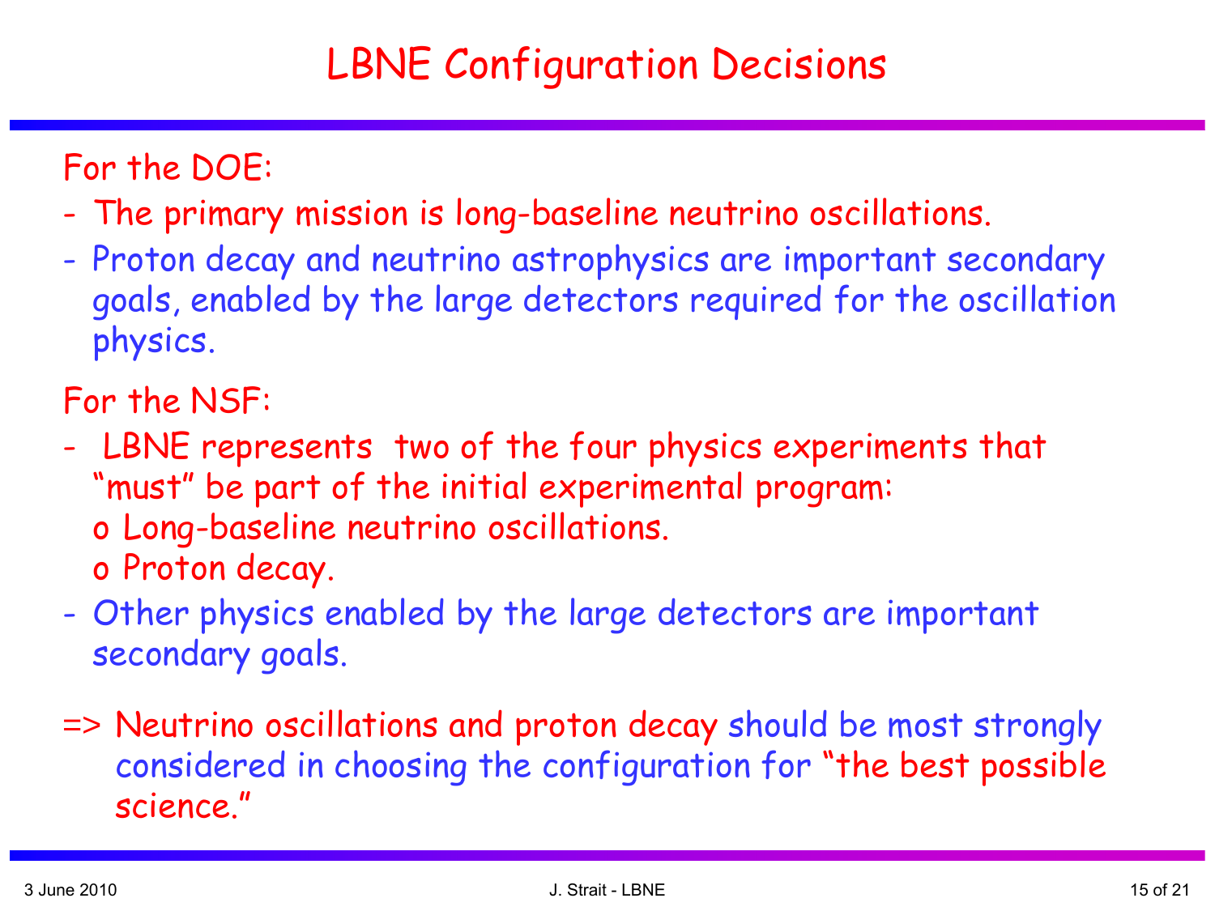# LBNE Configuration Decisions

For the DOE:

- The primary mission is long-baseline neutrino oscillations.
- Proton decay and neutrino astrophysics are important secondary goals, enabled by the large detectors required for the oscillation physics.

For the NSF:

- LBNE represents two of the four physics experiments that "must" be part of the initial experimental program:
  - o Long-baseline neutrino oscillations.
  - o Proton decay.
- Other physics enabled by the large detectors are important secondary goals.

=> Neutrino oscillations and proton decay should be most strongly considered in choosing the configuration for "the best possible science."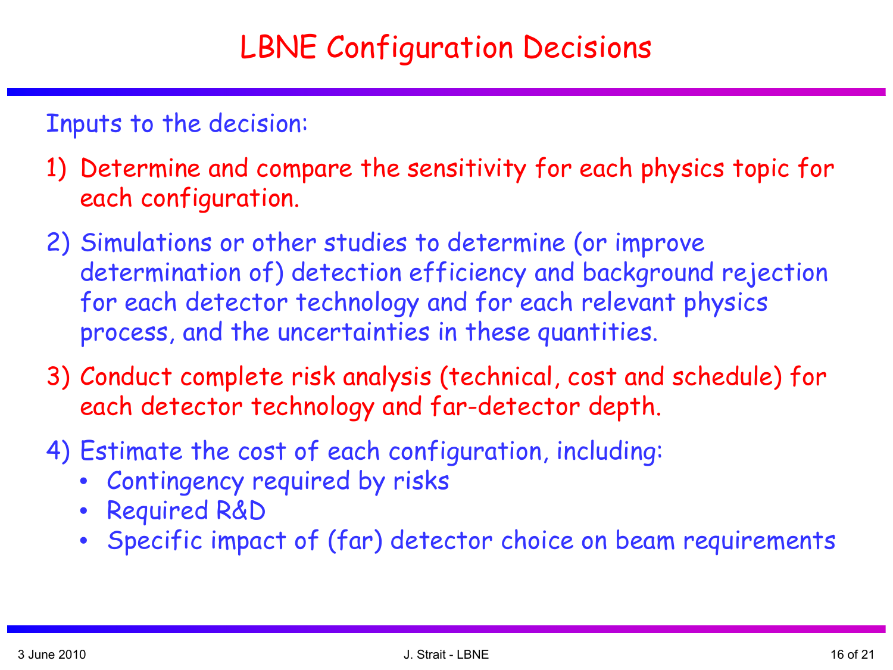# LBNE Configuration Decisions

Inputs to the decision:

1) Determine and compare the sensitivity for each physics topic for each configuration.

2) Simulations or other studies to determine (or improve determination of) detection efficiency and background rejection for each detector technology and for each relevant physics process, and the uncertainties in these quantities.

3) Conduct complete risk analysis (technical, cost and schedule) for each detector technology and far-detector depth.

4) Estimate the cost of each configuration, including:
   - Contingency required by risks
   - Required R&D
   - Specific impact of (far) detector choice on beam requirements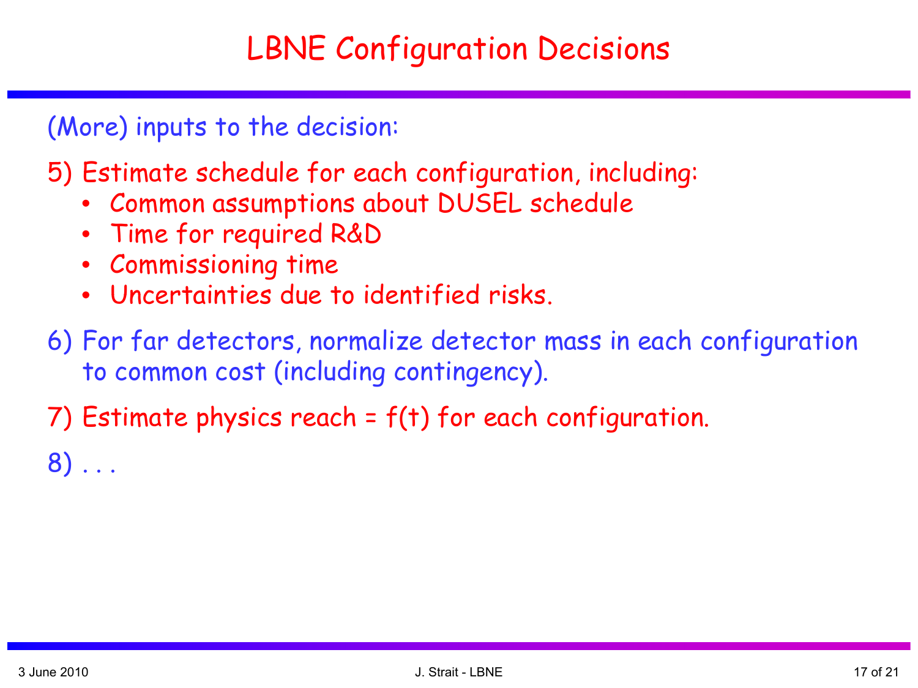# LBNE Configuration Decisions

(More) inputs to the decision:

5) Estimate schedule for each configuration, including:
   - Common assumptions about DUSEL schedule
   - Time for required R&D
   - Commissioning time
   - Uncertainties due to identified risks.

6) For far detectors, normalize detector mass in each configuration to common cost (including contingency).

7) Estimate physics reach = f(t) for each configuration.

8) . . .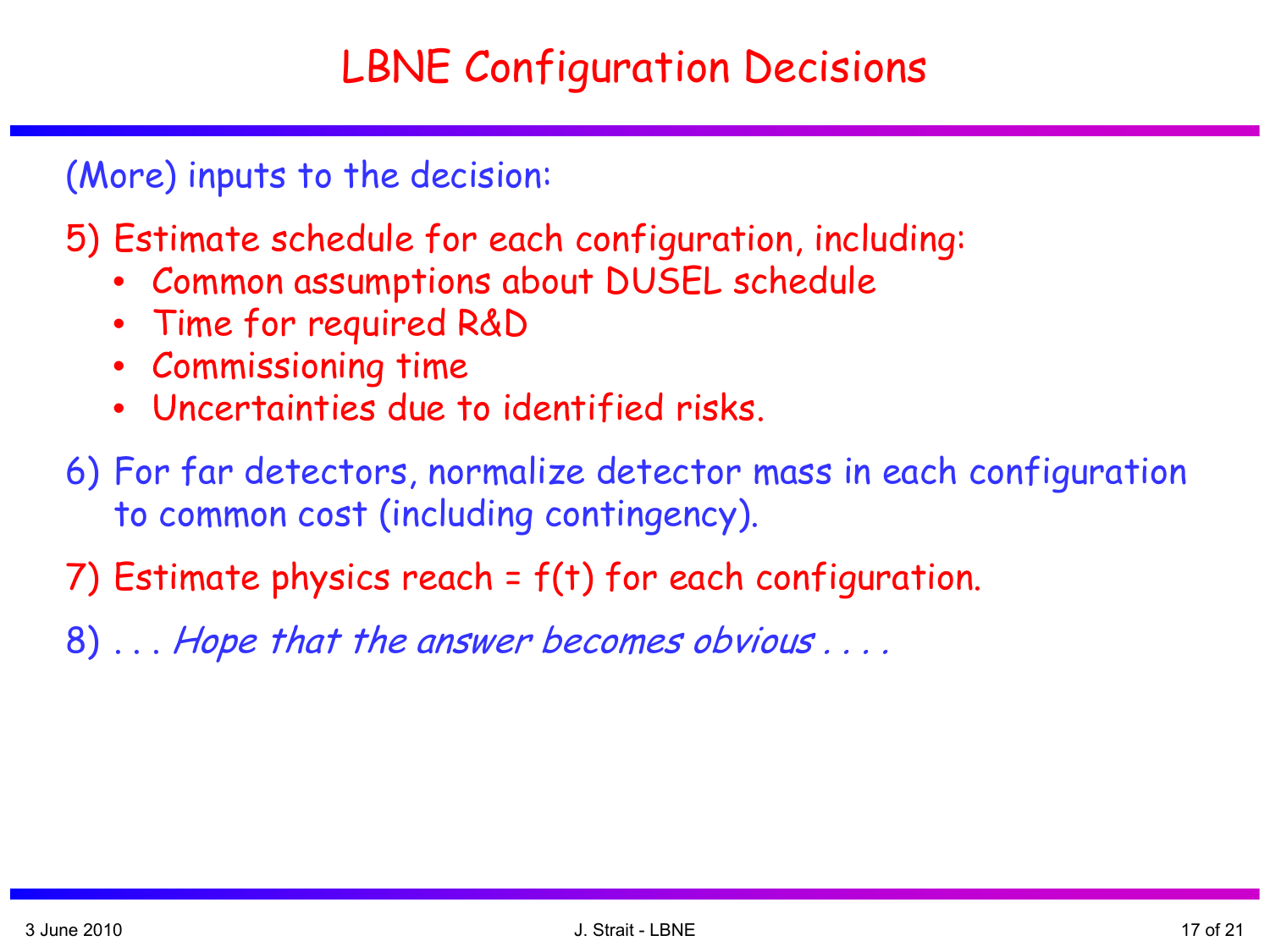# LBNE Configuration Decisions

(More) inputs to the decision:

5) Estimate schedule for each configuration, including:
   - Common assumptions about DUSEL schedule
   - Time for required R&D
   - Commissioning time
   - Uncertainties due to identified risks.

6) For far detectors, normalize detector mass in each configuration to common cost (including contingency).

7) Estimate physics reach = f(t) for each configuration.

8) . . . *Hope that the answer becomes obvious . . . .*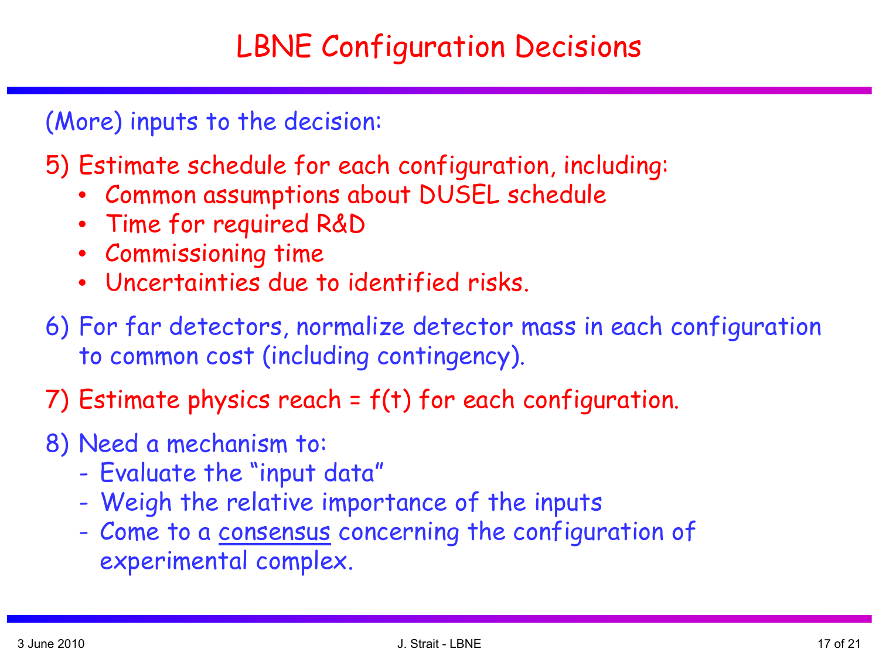# LBNE Configuration Decisions

(More) inputs to the decision:

5) Estimate schedule for each configuration, including:
   - Common assumptions about DUSEL schedule
   - Time for required R&D
   - Commissioning time
   - Uncertainties due to identified risks.

6) For far detectors, normalize detector mass in each configuration to common cost (including contingency).

7) Estimate physics reach = $f(t)$ for each configuration.

8) Need a mechanism to:
   - Evaluate the "input data"
   - Weigh the relative importance of the inputs
   - Come to a <u>consensus</u> concerning the configuration of experimental complex.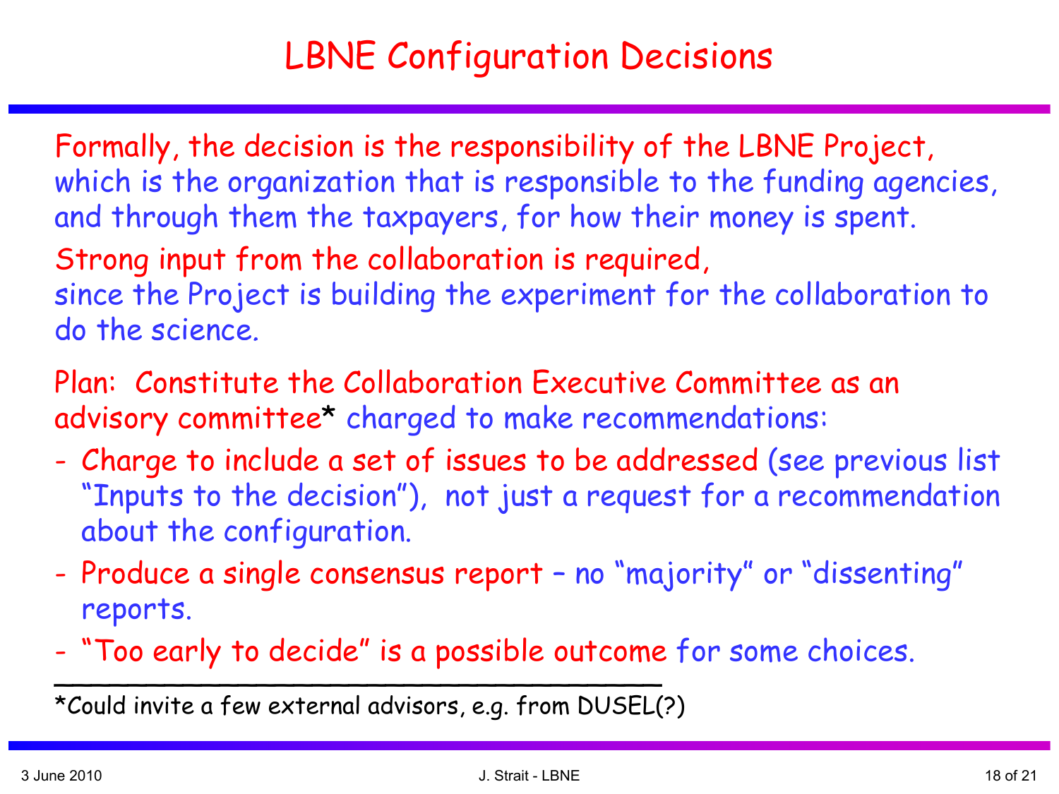# LBNE Configuration Decisions

Formally, the decision is the responsibility of the LBNE Project, which is the organization that is responsible to the funding agencies, and through them the taxpayers, for how their money is spent.

Strong input from the collaboration is required, since the Project is building the experiment for the collaboration to do the science.

Plan: Constitute the Collaboration Executive Committee as an advisory committee* charged to make recommendations:

- Charge to include a set of issues to be addressed (see previous list "Inputs to the decision"), not just a request for a recommendation about the configuration.
- Produce a single consensus report – no "majority" or "dissenting" reports.
- "Too early to decide" is a possible outcome for some choices.

---

*Could invite a few external advisors, e.g. from DUSEL(?)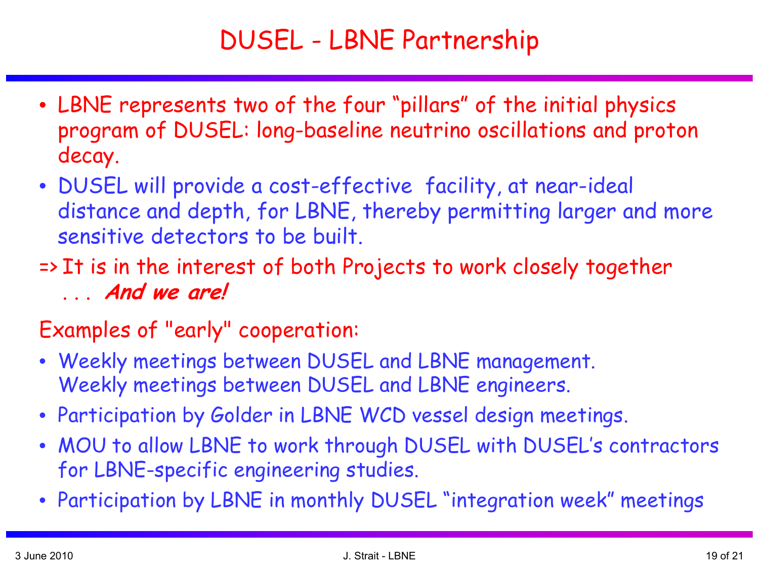# DUSEL - LBNE Partnership

- LBNE represents two of the four "pillars" of the initial physics program of DUSEL: long-baseline neutrino oscillations and proton decay.
- DUSEL will provide a cost-effective facility, at near-ideal distance and depth, for LBNE, thereby permitting larger and more sensitive detectors to be built.

=> It is in the interest of both Projects to work closely together . . . ***And we are!***

Examples of "early" cooperation:

- Weekly meetings between DUSEL and LBNE management. Weekly meetings between DUSEL and LBNE engineers.
- Participation by Golder in LBNE WCD vessel design meetings.
- MOU to allow LBNE to work through DUSEL with DUSEL's contractors for LBNE-specific engineering studies.
- Participation by LBNE in monthly DUSEL "integration week" meetings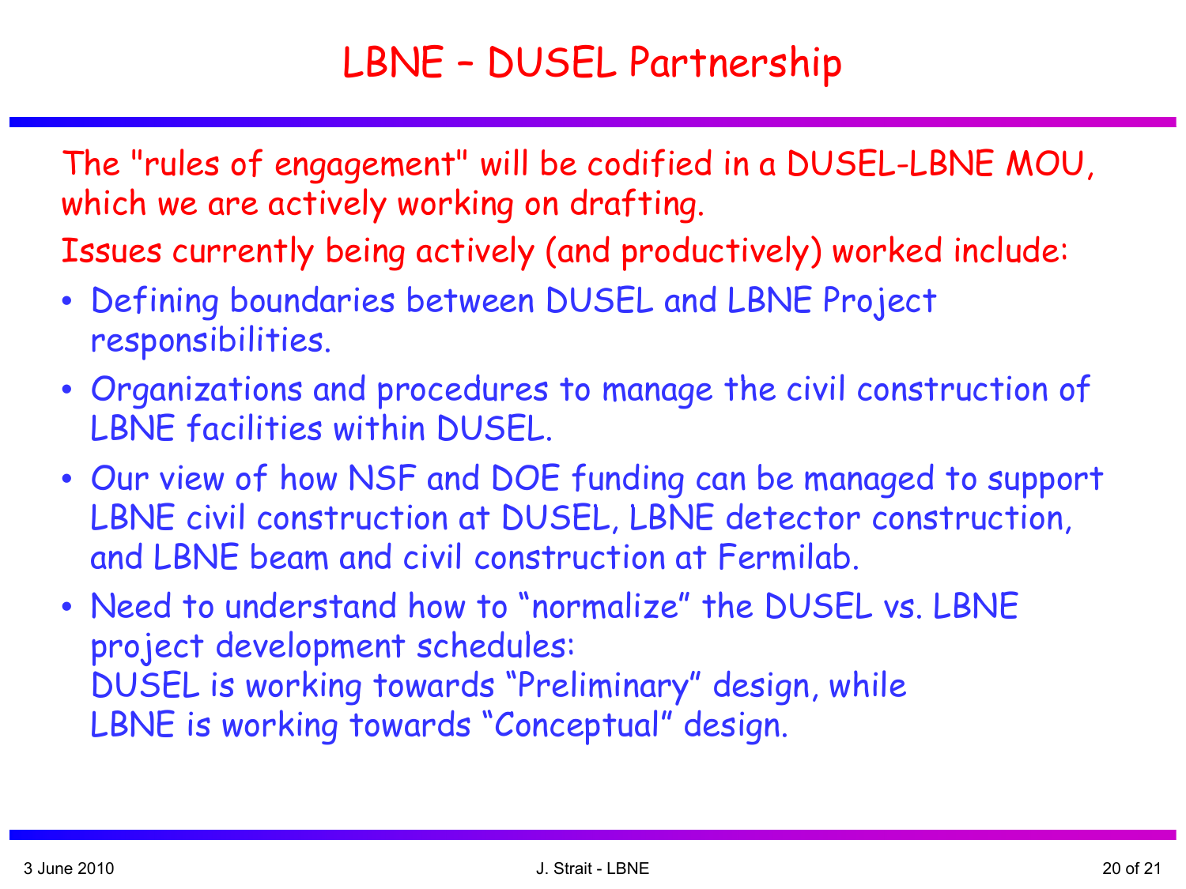# LBNE – DUSEL Partnership

The "rules of engagement" will be codified in a DUSEL-LBNE MOU, which we are actively working on drafting.

Issues currently being actively (and productively) worked include:

- Defining boundaries between DUSEL and LBNE Project responsibilities.
- Organizations and procedures to manage the civil construction of LBNE facilities within DUSEL.
- Our view of how NSF and DOE funding can be managed to support LBNE civil construction at DUSEL, LBNE detector construction, and LBNE beam and civil construction at Fermilab.
- Need to understand how to "normalize" the DUSEL vs. LBNE project development schedules:
  DUSEL is working towards "Preliminary" design, while
  LBNE is working towards "Conceptual" design.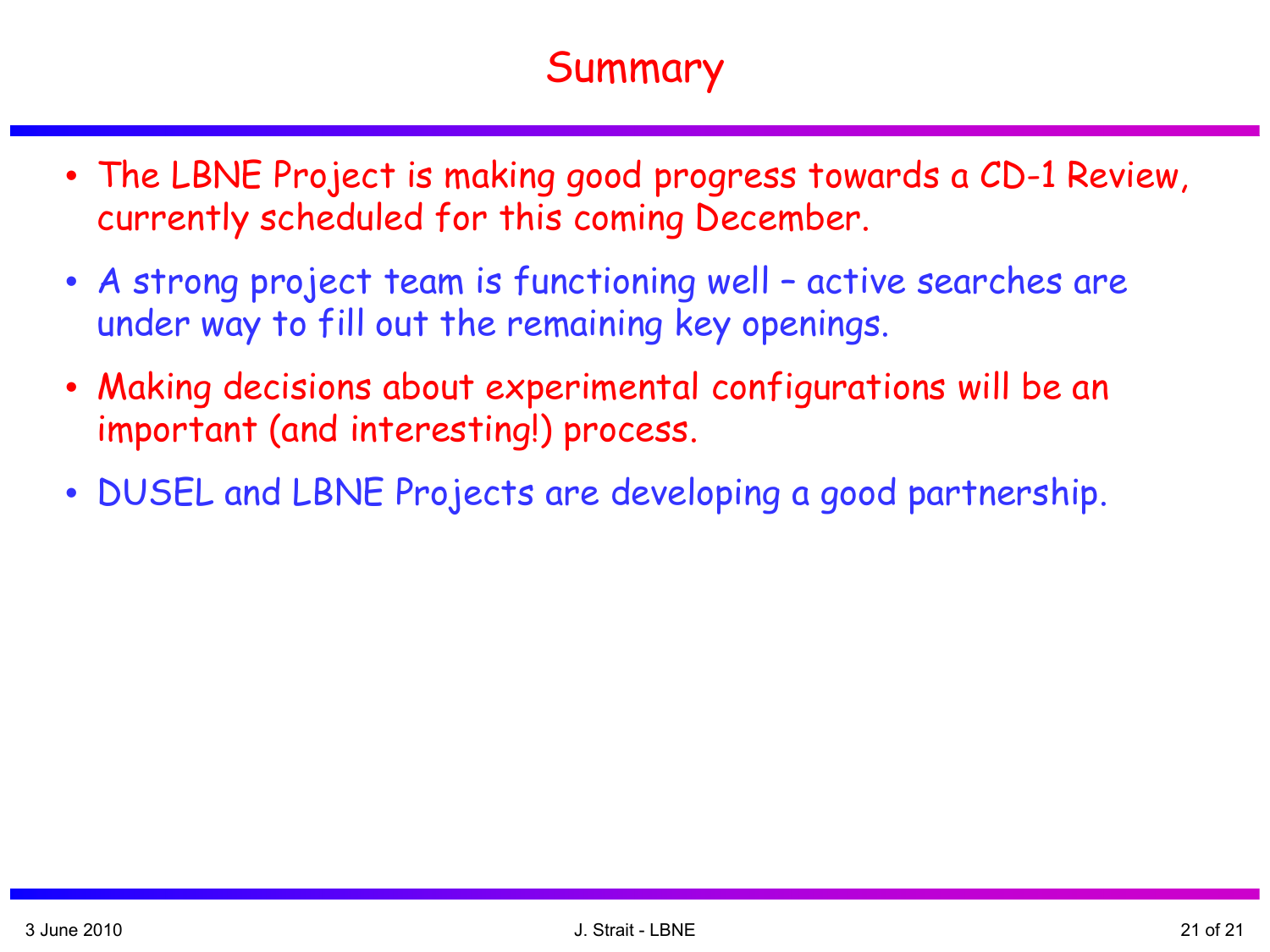# Summary

- The LBNE Project is making good progress towards a CD-1 Review, currently scheduled for this coming December.
- A strong project team is functioning well – active searches are under way to fill out the remaining key openings.
- Making decisions about experimental configurations will be an important (and interesting!) process.
- DUSEL and LBNE Projects are developing a good partnership.